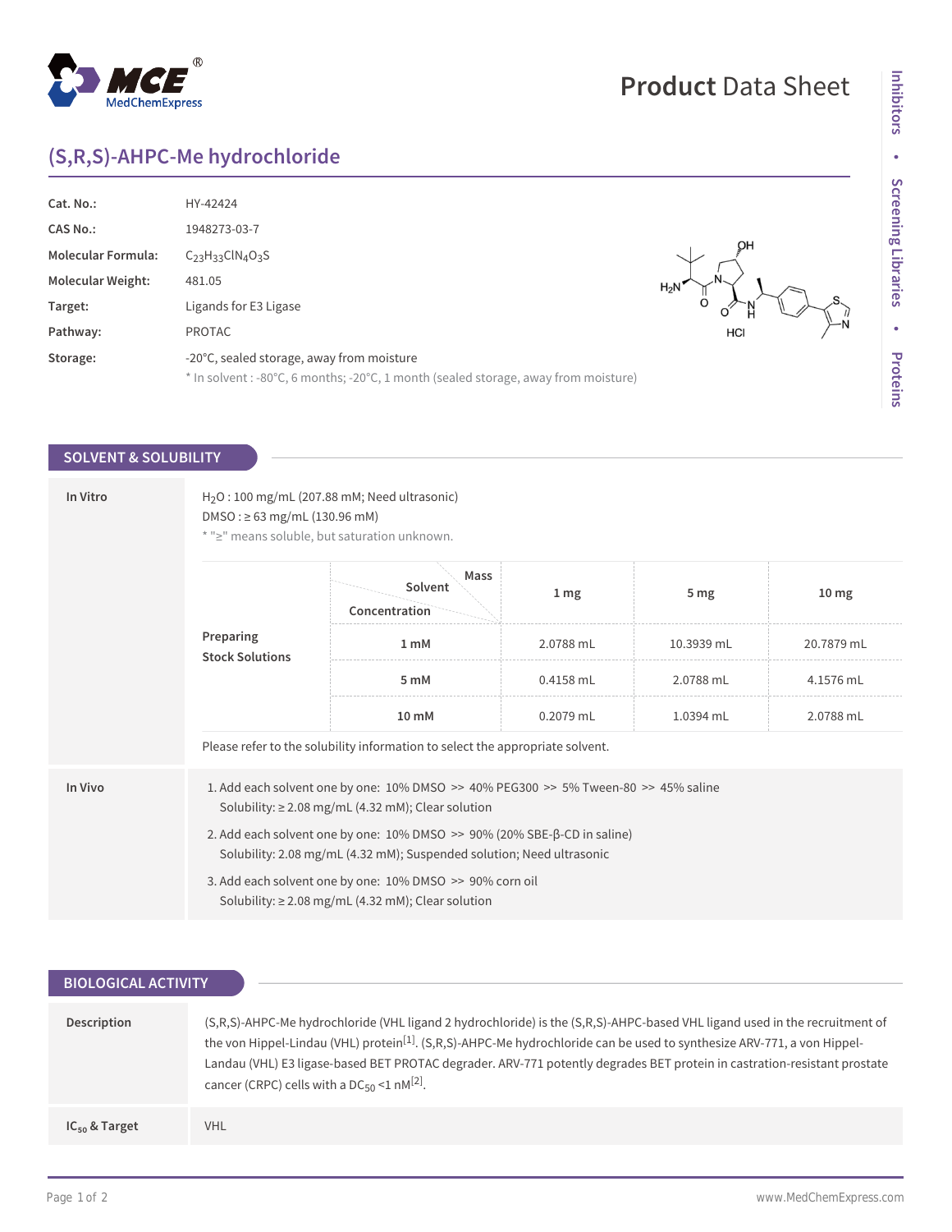# (S,R,S)-AHPC-Me hydrochloride

| | |
|---|---|
| **Cat. No.:** | HY-42424 |
| **CAS No.:** | 1948273-03-7 |
| **Molecular Formula:** | $C_{23}H_{33}ClN_4O_3S$ |
| **Molecular Weight:** | 481.05 |
| **Target:** | Ligands for E3 Ligase |
| **Pathway:** | PROTAC |
| **Storage:** | -20°C, sealed storage, away from moisture<br>* In solvent : -80°C, 6 months; -20°C, 1 month (sealed storage, away from moisture) |

## SOLVENT & SOLUBILITY

### In Vitro

$H_2O$ : 100 mg/mL (207.88 mM; Need ultrasonic)
DMSO : ≥ 63 mg/mL (130.96 mM)
* "≥" means soluble, but saturation unknown.

**Preparing Stock Solutions**

| Concentration \ Solvent \ Mass | 1 mg | 5 mg | 10 mg |
|---|---|---|---|
| 1 mM | 2.0788 mL | 10.3939 mL | 20.7879 mL |
| 5 mM | 0.4158 mL | 2.0788 mL | 4.1576 mL |
| 10 mM | 0.2079 mL | 1.0394 mL | 2.0788 mL |

Please refer to the solubility information to select the appropriate solvent.

### In Vivo

1. Add each solvent one by one: 10% DMSO >> 40% PEG300 >> 5% Tween-80 >> 45% saline
   Solubility: ≥ 2.08 mg/mL (4.32 mM); Clear solution
2. Add each solvent one by one: 10% DMSO >> 90% (20% SBE-β-CD in saline)
   Solubility: 2.08 mg/mL (4.32 mM); Suspended solution; Need ultrasonic
3. Add each solvent one by one: 10% DMSO >> 90% corn oil
   Solubility: ≥ 2.08 mg/mL (4.32 mM); Clear solution

## BIOLOGICAL ACTIVITY

**Description**

(S,R,S)-AHPC-Me hydrochloride (VHL ligand 2 hydrochloride) is the (S,R,S)-AHPC-based VHL ligand used in the recruitment of the von Hippel-Lindau (VHL) protein[1]. (S,R,S)-AHPC-Me hydrochloride can be used to synthesize ARV-771, a von Hippel-Landau (VHL) E3 ligase-based BET PROTAC degrader. ARV-771 potently degrades BET protein in castration-resistant prostate cancer (CRPC) cells with a $DC_{50}$ <1 nM[2].

**$IC_{50}$ & Target**

VHL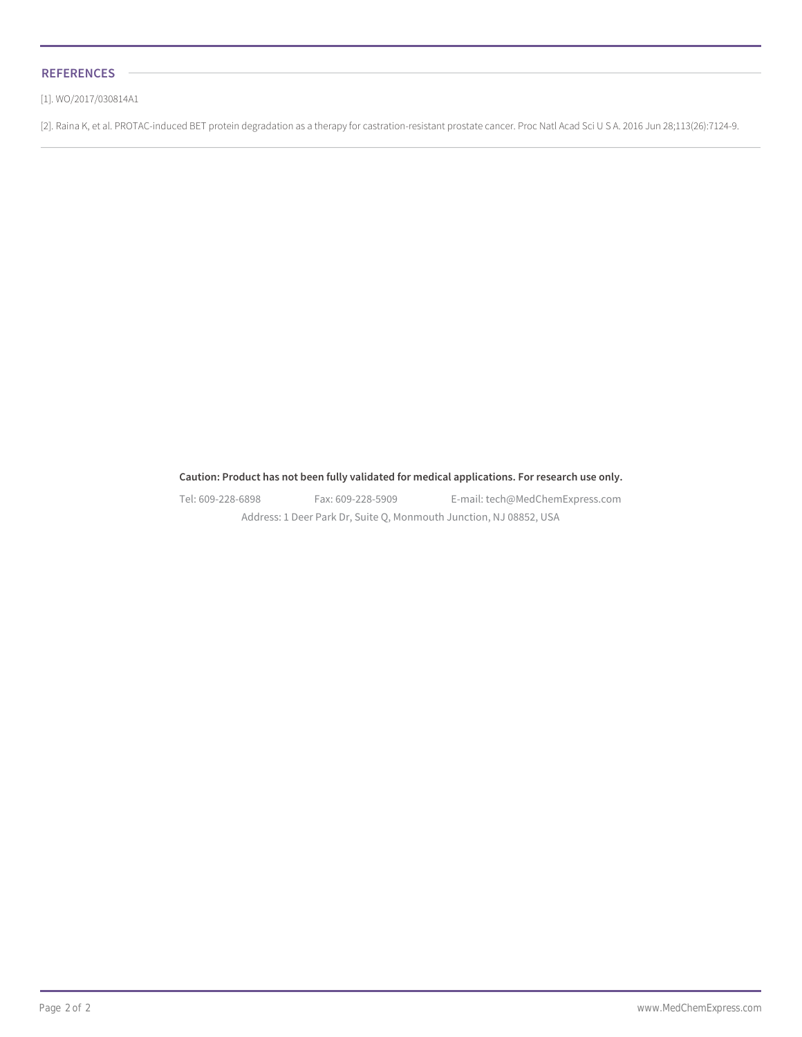## REFERENCES

[1]. WO/2017/030814A1

[2]. Raina K, et al. PROTAC-induced BET protein degradation as a therapy for castration-resistant prostate cancer. Proc Natl Acad Sci U S A. 2016 Jun 28;113(26):7124-9.

**Caution: Product has not been fully validated for medical applications. For research use only.**

Tel: 609-228-6898 Fax: 609-228-5909 E-mail: tech@MedChemExpress.com

Address: 1 Deer Park Dr, Suite Q, Monmouth Junction, NJ 08852, USA